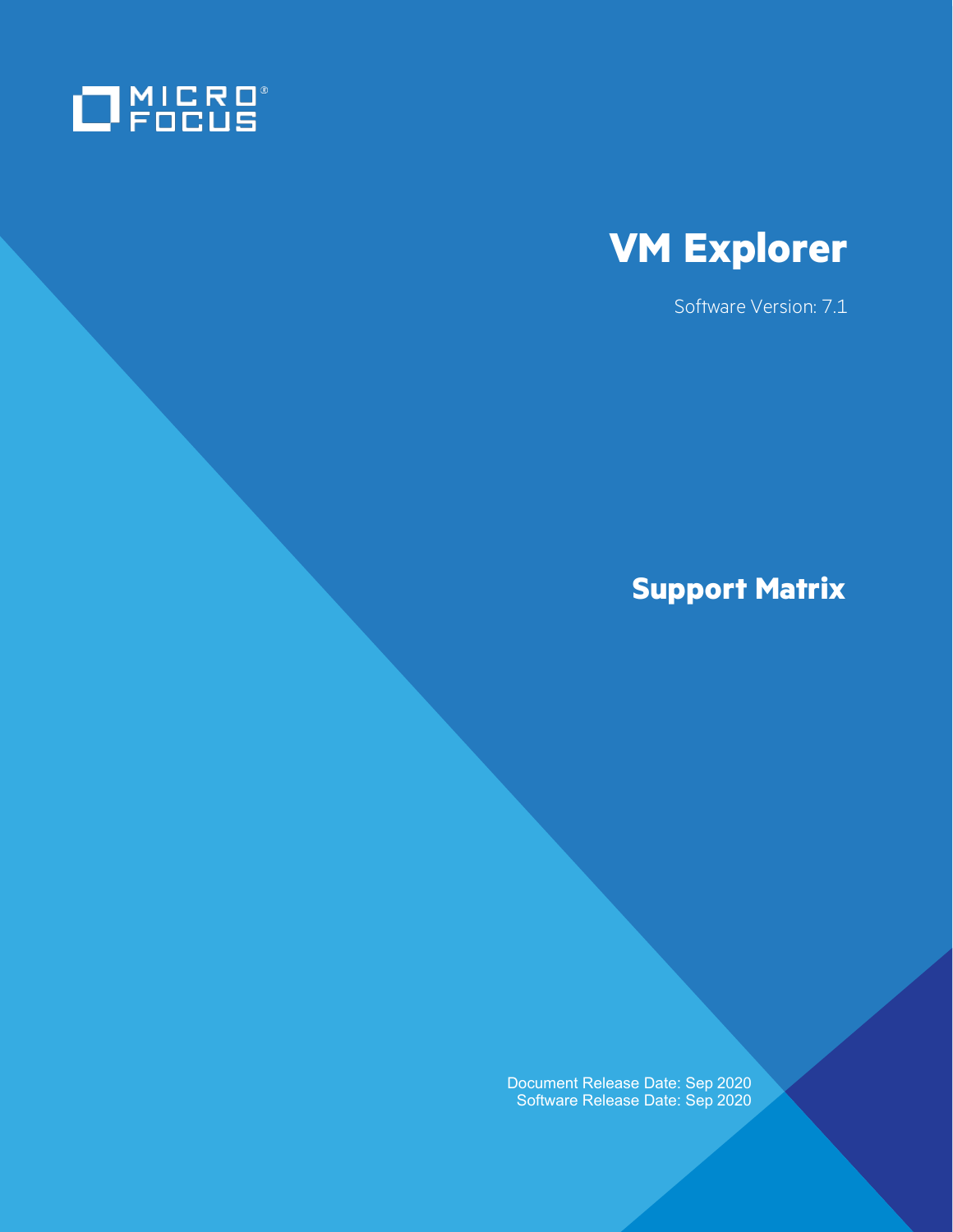MICRO FOCUS

# VM Explorer

Software Version: 7.1

## Support Matrix

Document Release Date: Sep 2020
Software Release Date: Sep 2020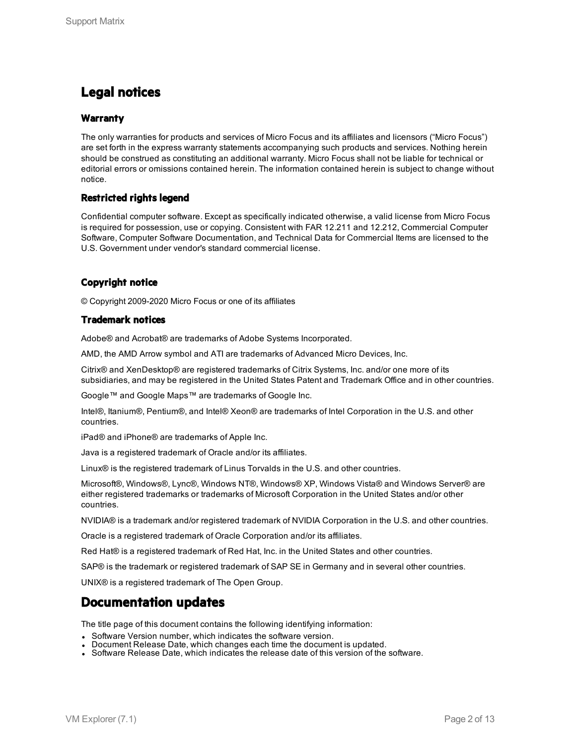# Legal notices

## Warranty

The only warranties for products and services of Micro Focus and its affiliates and licensors (“Micro Focus”) are set forth in the express warranty statements accompanying such products and services. Nothing herein should be construed as constituting an additional warranty. Micro Focus shall not be liable for technical or editorial errors or omissions contained herein. The information contained herein is subject to change without notice.

## Restricted rights legend

Confidential computer software. Except as specifically indicated otherwise, a valid license from Micro Focus is required for possession, use or copying. Consistent with FAR 12.211 and 12.212, Commercial Computer Software, Computer Software Documentation, and Technical Data for Commercial Items are licensed to the U.S. Government under vendor's standard commercial license.

## Copyright notice

© Copyright 2009-2020 Micro Focus or one of its affiliates

## Trademark notices

Adobe® and Acrobat® are trademarks of Adobe Systems Incorporated.

AMD, the AMD Arrow symbol and ATI are trademarks of Advanced Micro Devices, Inc.

Citrix® and XenDesktop® are registered trademarks of Citrix Systems, Inc. and/or one more of its subsidiaries, and may be registered in the United States Patent and Trademark Office and in other countries.

Google™ and Google Maps™ are trademarks of Google Inc.

Intel®, Itanium®, Pentium®, and Intel® Xeon® are trademarks of Intel Corporation in the U.S. and other countries.

iPad® and iPhone® are trademarks of Apple Inc.

Java is a registered trademark of Oracle and/or its affiliates.

Linux® is the registered trademark of Linus Torvalds in the U.S. and other countries.

Microsoft®, Windows®, Lync®, Windows NT®, Windows® XP, Windows Vista® and Windows Server® are either registered trademarks or trademarks of Microsoft Corporation in the United States and/or other countries.

NVIDIA® is a trademark and/or registered trademark of NVIDIA Corporation in the U.S. and other countries.

Oracle is a registered trademark of Oracle Corporation and/or its affiliates.

Red Hat® is a registered trademark of Red Hat, Inc. in the United States and other countries.

SAP® is the trademark or registered trademark of SAP SE in Germany and in several other countries.

UNIX® is a registered trademark of The Open Group.

# Documentation updates

The title page of this document contains the following identifying information:

- Software Version number, which indicates the software version.
- Document Release Date, which changes each time the document is updated.
- Software Release Date, which indicates the release date of this version of the software.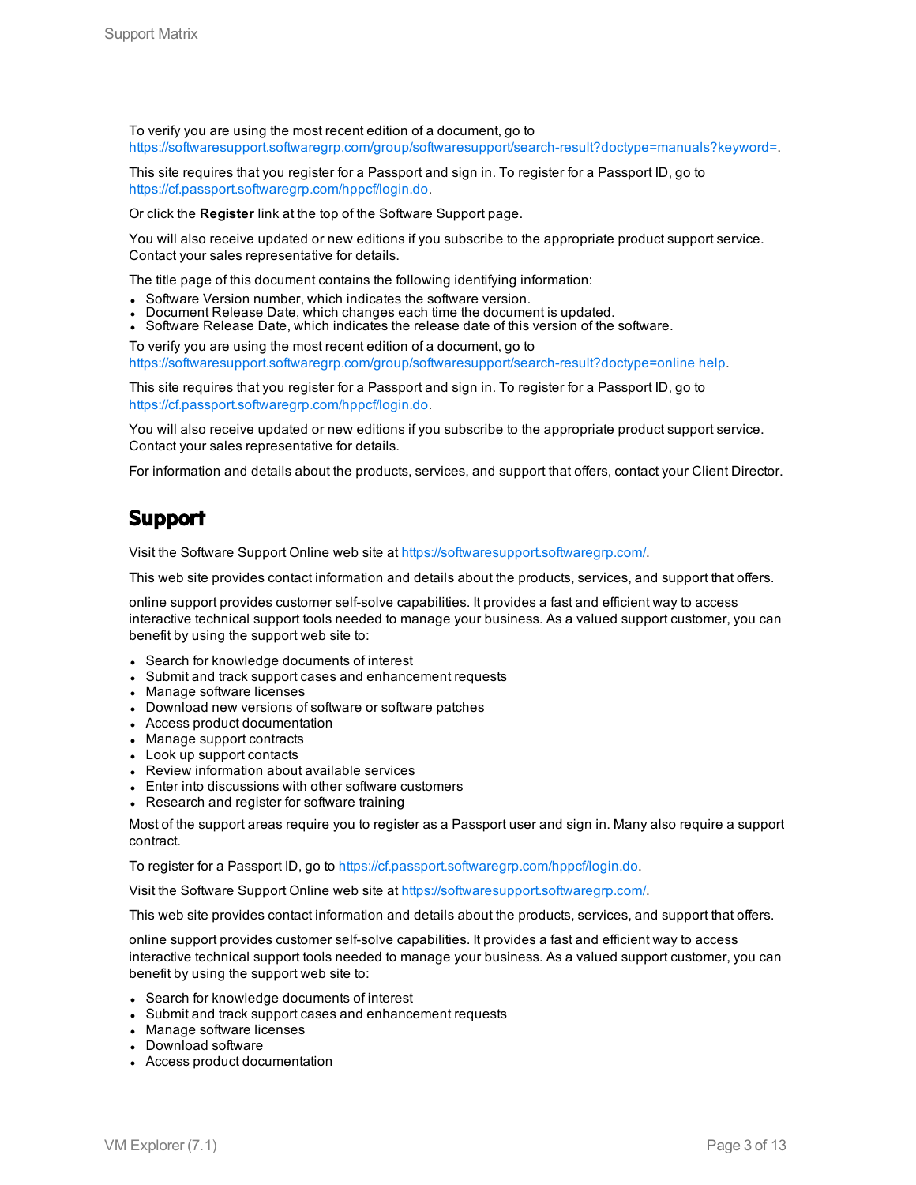To verify you are using the most recent edition of a document, go to https://softwaresupport.softwaregrp.com/group/softwaresupport/search-result?doctype=manuals?keyword=.

This site requires that you register for a Passport and sign in. To register for a Passport ID, go to https://cf.passport.softwaregrp.com/hppcf/login.do.

Or click the **Register** link at the top of the Software Support page.

You will also receive updated or new editions if you subscribe to the appropriate product support service. Contact your sales representative for details.

The title page of this document contains the following identifying information:

- Software Version number, which indicates the software version.
- Document Release Date, which changes each time the document is updated.
- Software Release Date, which indicates the release date of this version of the software.

To verify you are using the most recent edition of a document, go to https://softwaresupport.softwaregrp.com/group/softwaresupport/search-result?doctype=online help.

This site requires that you register for a Passport and sign in. To register for a Passport ID, go to https://cf.passport.softwaregrp.com/hppcf/login.do.

You will also receive updated or new editions if you subscribe to the appropriate product support service. Contact your sales representative for details.

For information and details about the products, services, and support that offers, contact your Client Director.

## Support

Visit the Software Support Online web site at https://softwaresupport.softwaregrp.com/.

This web site provides contact information and details about the products, services, and support that offers.

online support provides customer self-solve capabilities. It provides a fast and efficient way to access interactive technical support tools needed to manage your business. As a valued support customer, you can benefit by using the support web site to:

- Search for knowledge documents of interest
- Submit and track support cases and enhancement requests
- Manage software licenses
- Download new versions of software or software patches
- Access product documentation
- Manage support contracts
- Look up support contacts
- Review information about available services
- Enter into discussions with other software customers
- Research and register for software training

Most of the support areas require you to register as a Passport user and sign in. Many also require a support contract.

To register for a Passport ID, go to https://cf.passport.softwaregrp.com/hppcf/login.do.

Visit the Software Support Online web site at https://softwaresupport.softwaregrp.com/.

This web site provides contact information and details about the products, services, and support that offers.

online support provides customer self-solve capabilities. It provides a fast and efficient way to access interactive technical support tools needed to manage your business. As a valued support customer, you can benefit by using the support web site to:

- Search for knowledge documents of interest
- Submit and track support cases and enhancement requests
- Manage software licenses
- Download software
- Access product documentation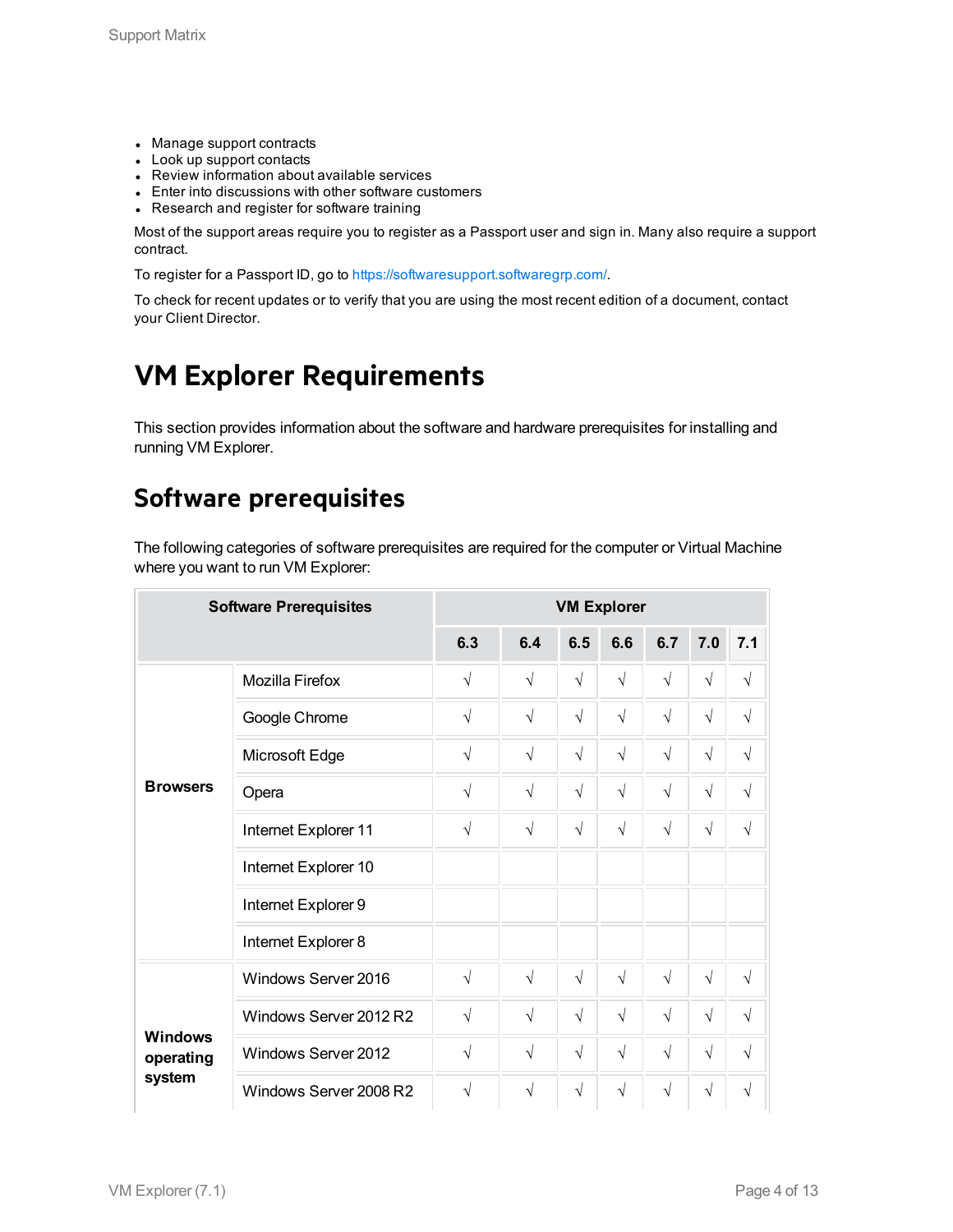- Manage support contracts
- Look up support contacts
- Review information about available services
- Enter into discussions with other software customers
- Research and register for software training

Most of the support areas require you to register as a Passport user and sign in. Many also require a support contract.

To register for a Passport ID, go to https://softwaresupport.softwaregrp.com/.

To check for recent updates or to verify that you are using the most recent edition of a document, contact your Client Director.

# VM Explorer Requirements

This section provides information about the software and hardware prerequisites for installing and running VM Explorer.

## Software prerequisites

The following categories of software prerequisites are required for the computer or Virtual Machine where you want to run VM Explorer:

| Software Prerequisites | | VM Explorer | | | | | | |
|---|---|---|---|---|---|---|---|---|
| | | 6.3 | 6.4 | 6.5 | 6.6 | 6.7 | 7.0 | 7.1 |
| **Browsers** | Mozilla Firefox | √ | √ | √ | √ | √ | √ | √ |
| | Google Chrome | √ | √ | √ | √ | √ | √ | √ |
| | Microsoft Edge | √ | √ | √ | √ | √ | √ | √ |
| | Opera | √ | √ | √ | √ | √ | √ | √ |
| | Internet Explorer 11 | √ | √ | √ | √ | √ | √ | √ |
| | Internet Explorer 10 | | | | | | | |
| | Internet Explorer 9 | | | | | | | |
| | Internet Explorer 8 | | | | | | | |
| **Windows operating system** | Windows Server 2016 | √ | √ | √ | √ | √ | √ | √ |
| | Windows Server 2012 R2 | √ | √ | √ | √ | √ | √ | √ |
| | Windows Server 2012 | √ | √ | √ | √ | √ | √ | √ |
| | Windows Server 2008 R2 | √ | √ | √ | √ | √ | √ | √ |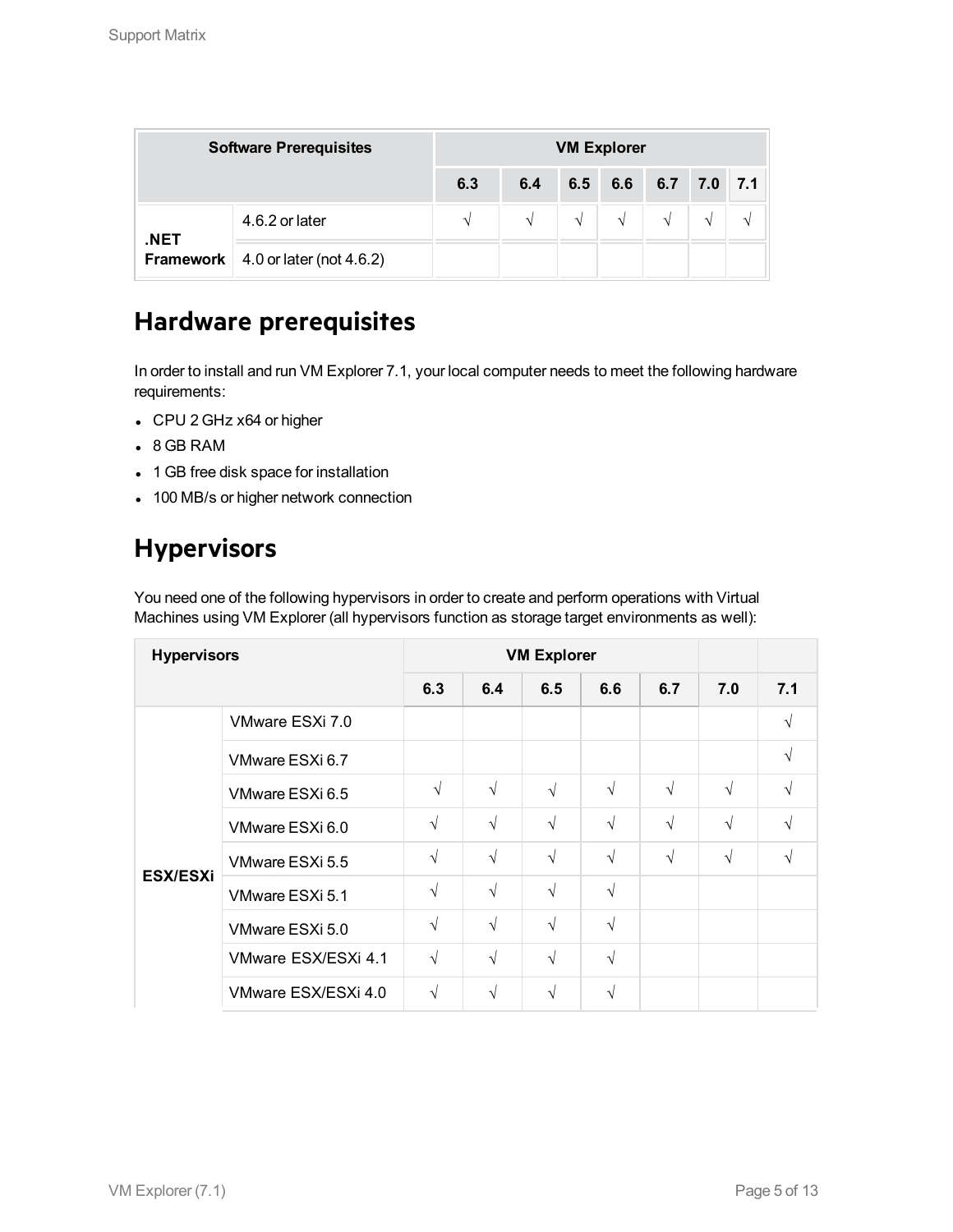| Software Prerequisites | | VM Explorer | | | | | | |
|---|---|---|---|---|---|---|---|---|
| | | 6.3 | 6.4 | 6.5 | 6.6 | 6.7 | 7.0 | 7.1 |
| .NET Framework | 4.6.2 or later | √ | √ | √ | √ | √ | √ | √ |
| | 4.0 or later (not 4.6.2) | | | | | | | |

## Hardware prerequisites

In order to install and run VM Explorer 7.1, your local computer needs to meet the following hardware requirements:

- CPU 2 GHz x64 or higher
- 8 GB RAM
- 1 GB free disk space for installation
- 100 MB/s or higher network connection

## Hypervisors

You need one of the following hypervisors in order to create and perform operations with Virtual Machines using VM Explorer (all hypervisors function as storage target environments as well):

| Hypervisors | | VM Explorer | | | | | | |
|---|---|---|---|---|---|---|---|---|
| | | 6.3 | 6.4 | 6.5 | 6.6 | 6.7 | 7.0 | 7.1 |
| ESX/ESXi | VMware ESXi 7.0 | | | | | | | √ |
| | VMware ESXi 6.7 | | | | | | | √ |
| | VMware ESXi 6.5 | √ | √ | √ | √ | √ | √ | √ |
| | VMware ESXi 6.0 | √ | √ | √ | √ | √ | √ | √ |
| | VMware ESXi 5.5 | √ | √ | √ | √ | √ | √ | √ |
| | VMware ESXi 5.1 | √ | √ | √ | √ | | | |
| | VMware ESXi 5.0 | √ | √ | √ | √ | | | |
| | VMware ESX/ESXi 4.1 | √ | √ | √ | √ | | | |
| | VMware ESX/ESXi 4.0 | √ | √ | √ | √ | | | |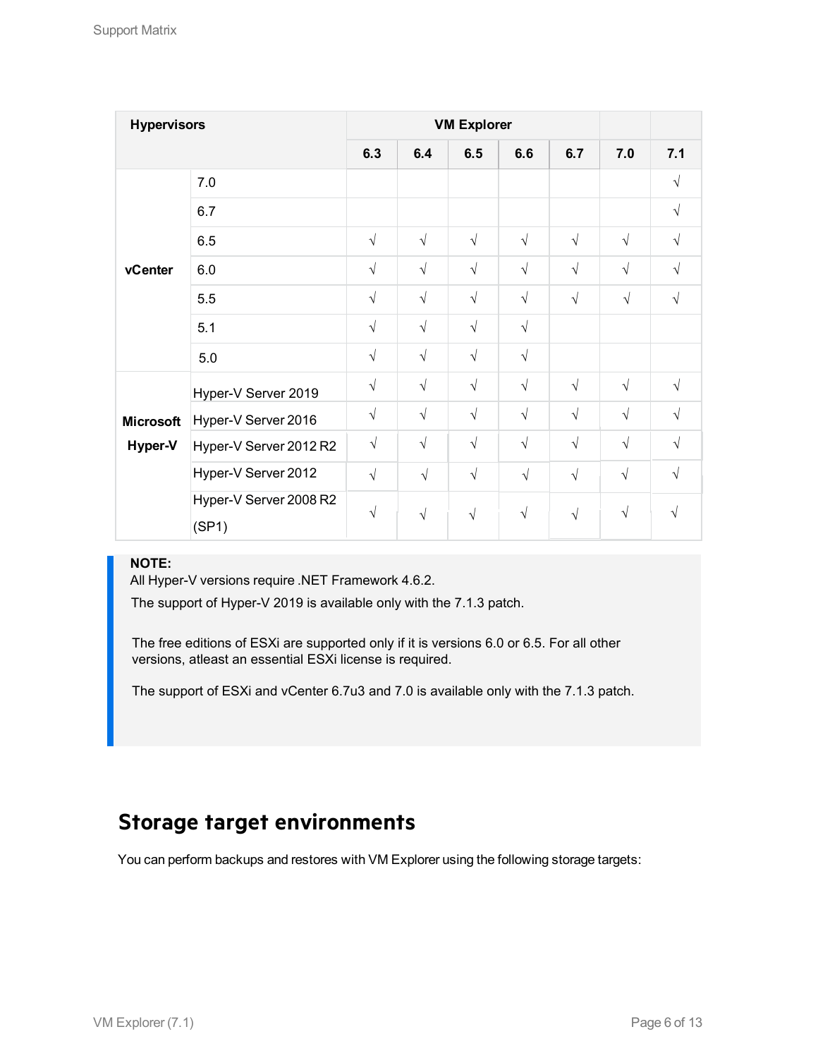| Hypervisors | | VM Explorer | | | | | | |
|---|---|---|---|---|---|---|---|---|
| | | 6.3 | 6.4 | 6.5 | 6.6 | 6.7 | 7.0 | 7.1 |
| vCenter | 7.0 | | | | | | | √ |
| | 6.7 | | | | | | | √ |
| | 6.5 | √ | √ | √ | √ | √ | √ | √ |
| | 6.0 | √ | √ | √ | √ | √ | √ | √ |
| | 5.5 | √ | √ | √ | √ | √ | √ | √ |
| | 5.1 | √ | √ | √ | √ | | | |
| | 5.0 | √ | √ | √ | √ | | | |
| Microsoft Hyper-V | Hyper-V Server 2019 | √ | √ | √ | √ | √ | √ | √ |
| | Hyper-V Server 2016 | √ | √ | √ | √ | √ | √ | √ |
| | Hyper-V Server 2012 R2 | √ | √ | √ | √ | √ | √ | √ |
| | Hyper-V Server 2012 | √ | √ | √ | √ | √ | √ | √ |
| | Hyper-V Server 2008 R2 (SP1) | √ | √ | √ | √ | √ | √ | √ |

> **NOTE:**
> All Hyper-V versions require .NET Framework 4.6.2.
>
> The support of Hyper-V 2019 is available only with the 7.1.3 patch.
>
> The free editions of ESXi are supported only if it is versions 6.0 or 6.5. For all other versions, atleast an essential ESXi license is required.
>
> The support of ESXi and vCenter 6.7u3 and 7.0 is available only with the 7.1.3 patch.

## Storage target environments

You can perform backups and restores with VM Explorer using the following storage targets: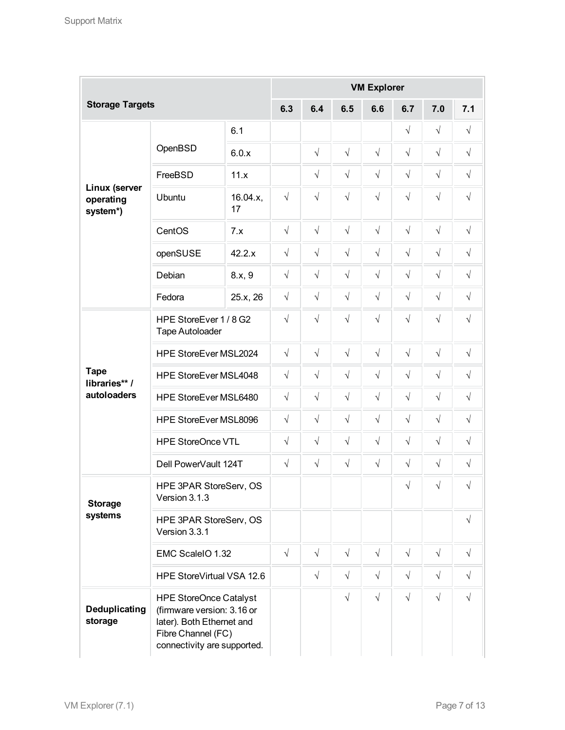| Storage Targets | | | VM Explorer | | | | | | |
|---|---|---|---|---|---|---|---|---|---|
| | | | 6.3 | 6.4 | 6.5 | 6.6 | 6.7 | 7.0 | 7.1 |
| **Linux (server operating system*)** | OpenBSD | 6.1 | | | | | √ | √ | √ |
| | | 6.0.x | | √ | √ | √ | √ | √ | √ |
| | FreeBSD | 11.x | | √ | √ | √ | √ | √ | √ |
| | Ubuntu | 16.04.x, 17 | √ | √ | √ | √ | √ | √ | √ |
| | CentOS | 7.x | √ | √ | √ | √ | √ | √ | √ |
| | openSUSE | 42.2.x | √ | √ | √ | √ | √ | √ | √ |
| | Debian | 8.x, 9 | √ | √ | √ | √ | √ | √ | √ |
| | Fedora | 25.x, 26 | √ | √ | √ | √ | √ | √ | √ |
| **Tape libraries** / autoloaders** | HPE StoreEver 1 / 8 G2 Tape Autoloader | | √ | √ | √ | √ | √ | √ | √ |
| | HPE StoreEver MSL2024 | | √ | √ | √ | √ | √ | √ | √ |
| | HPE StoreEver MSL4048 | | √ | √ | √ | √ | √ | √ | √ |
| | HPE StoreEver MSL6480 | | √ | √ | √ | √ | √ | √ | √ |
| | HPE StoreEver MSL8096 | | √ | √ | √ | √ | √ | √ | √ |
| | HPE StoreOnce VTL | | √ | √ | √ | √ | √ | √ | √ |
| | Dell PowerVault 124T | | √ | √ | √ | √ | √ | √ | √ |
| **Storage systems** | HPE 3PAR StoreServ, OS Version 3.1.3 | | | | | | √ | √ | √ |
| | HPE 3PAR StoreServ, OS Version 3.3.1 | | | | | | | | √ |
| | EMC ScaleIO 1.32 | | √ | √ | √ | √ | √ | √ | √ |
| | HPE StoreVirtual VSA 12.6 | | | √ | √ | √ | √ | √ | √ |
| **Deduplicating storage** | HPE StoreOnce Catalyst (firmware version: 3.16 or later). Both Ethernet and Fibre Channel (FC) connectivity are supported. | | | | √ | √ | √ | √ | √ |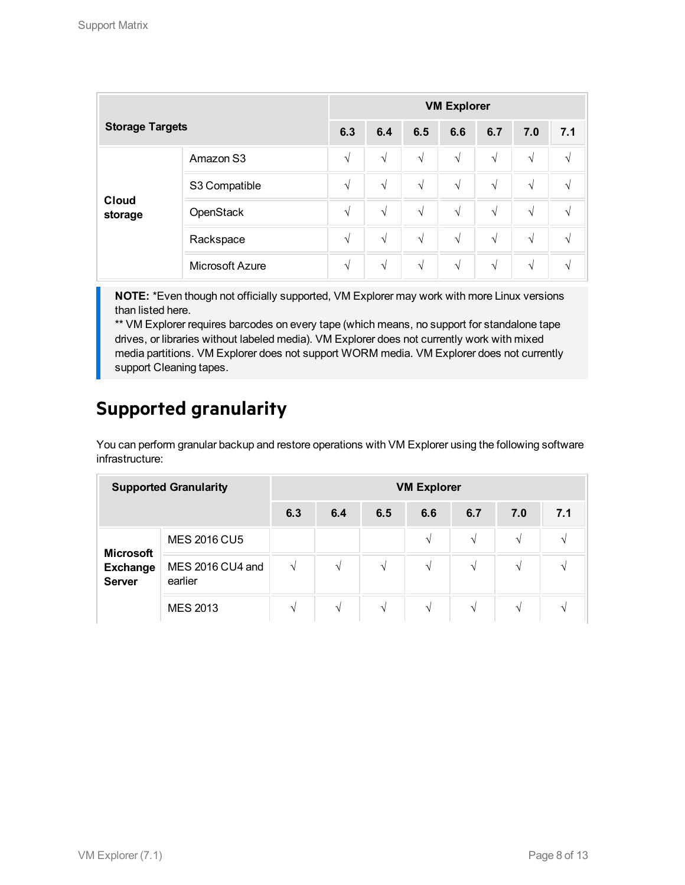| Storage Targets | | VM Explorer | | | | | | |
|---|---|---|---|---|---|---|---|---|
| | | 6.3 | 6.4 | 6.5 | 6.6 | 6.7 | 7.0 | 7.1 |
| Cloud storage | Amazon S3 | √ | √ | √ | √ | √ | √ | √ |
| | S3 Compatible | √ | √ | √ | √ | √ | √ | √ |
| | OpenStack | √ | √ | √ | √ | √ | √ | √ |
| | Rackspace | √ | √ | √ | √ | √ | √ | √ |
| | Microsoft Azure | √ | √ | √ | √ | √ | √ | √ |

> **NOTE:** *Even though not officially supported, VM Explorer may work with more Linux versions than listed here.
> ** VM Explorer requires barcodes on every tape (which means, no support for standalone tape drives, or libraries without labeled media). VM Explorer does not currently work with mixed media partitions. VM Explorer does not support WORM media. VM Explorer does not currently support Cleaning tapes.

## Supported granularity

You can perform granular backup and restore operations with VM Explorer using the following software infrastructure:

| Supported Granularity | | VM Explorer | | | | | | |
|---|---|---|---|---|---|---|---|---|
| | | 6.3 | 6.4 | 6.5 | 6.6 | 6.7 | 7.0 | 7.1 |
| Microsoft Exchange Server | MES 2016 CU5 | | | | √ | √ | √ | √ |
| | MES 2016 CU4 and earlier | √ | √ | √ | √ | √ | √ | √ |
| | MES 2013 | √ | √ | √ | √ | √ | √ | √ |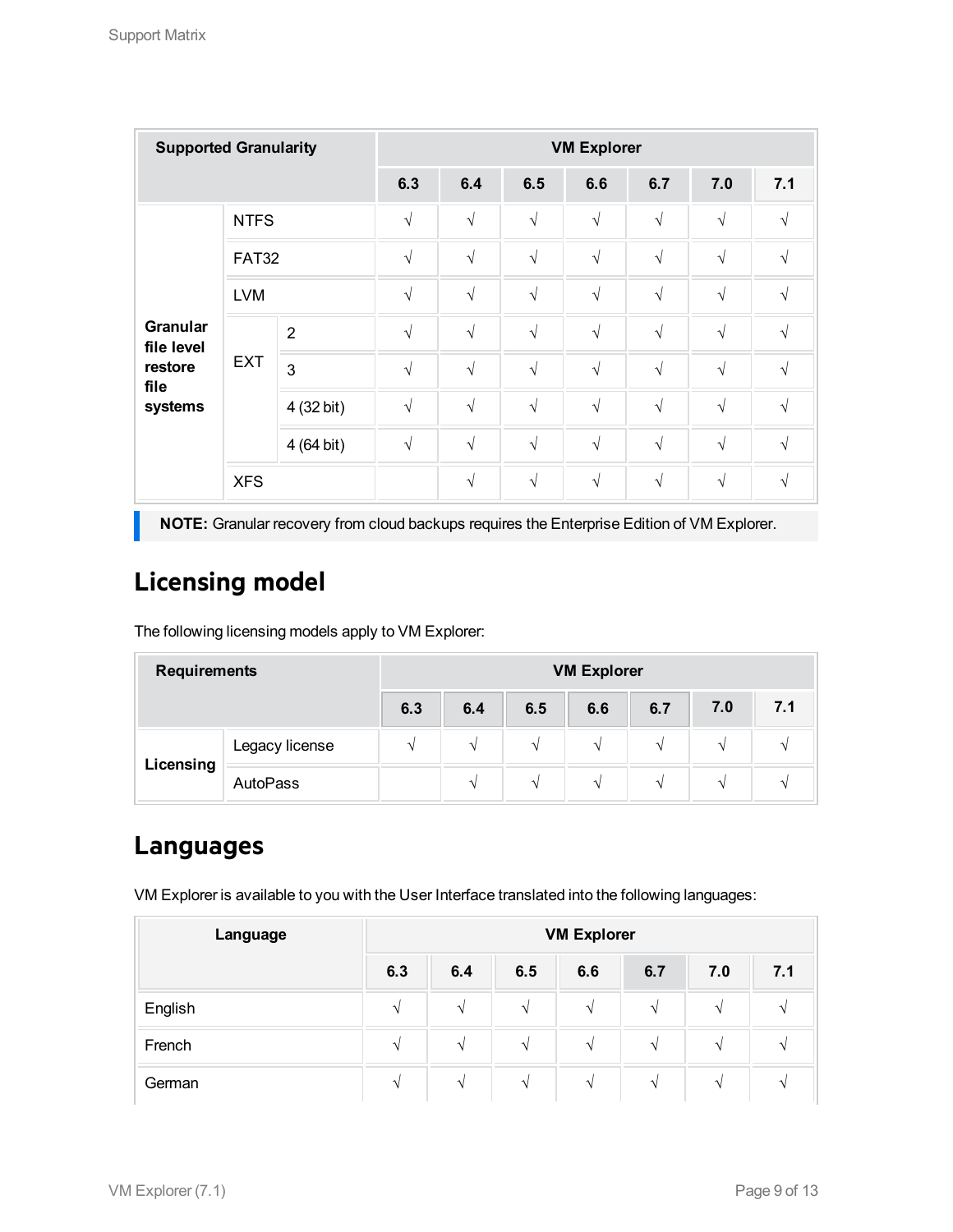| Supported Granularity | | | VM Explorer | | | | | | |
|---|---|---|---|---|---|---|---|---|---|
| | | | 6.3 | 6.4 | 6.5 | 6.6 | 6.7 | 7.0 | 7.1 |
| **Granular file level restore file systems** | NTFS | | √ | √ | √ | √ | √ | √ | √ |
| | FAT32 | | √ | √ | √ | √ | √ | √ | √ |
| | LVM | | √ | √ | √ | √ | √ | √ | √ |
| | EXT | 2 | √ | √ | √ | √ | √ | √ | √ |
| | | 3 | √ | √ | √ | √ | √ | √ | √ |
| | | 4 (32 bit) | √ | √ | √ | √ | √ | √ | √ |
| | | 4 (64 bit) | √ | √ | √ | √ | √ | √ | √ |
| | XFS | | | √ | √ | √ | √ | √ | √ |

**NOTE:** Granular recovery from cloud backups requires the Enterprise Edition of VM Explorer.

## Licensing model

The following licensing models apply to VM Explorer:

| Requirements | | VM Explorer | | | | | | |
|---|---|---|---|---|---|---|---|---|
| | | 6.3 | 6.4 | 6.5 | 6.6 | 6.7 | 7.0 | 7.1 |
| **Licensing** | Legacy license | √ | √ | √ | √ | √ | √ | √ |
| | AutoPass | | √ | √ | √ | √ | √ | √ |

## Languages

VM Explorer is available to you with the User Interface translated into the following languages:

| Language | VM Explorer | | | | | | |
|---|---|---|---|---|---|---|---|
| | 6.3 | 6.4 | 6.5 | 6.6 | 6.7 | 7.0 | 7.1 |
| English | √ | √ | √ | √ | √ | √ | √ |
| French | √ | √ | √ | √ | √ | √ | √ |
| German | √ | √ | √ | √ | √ | √ | √ |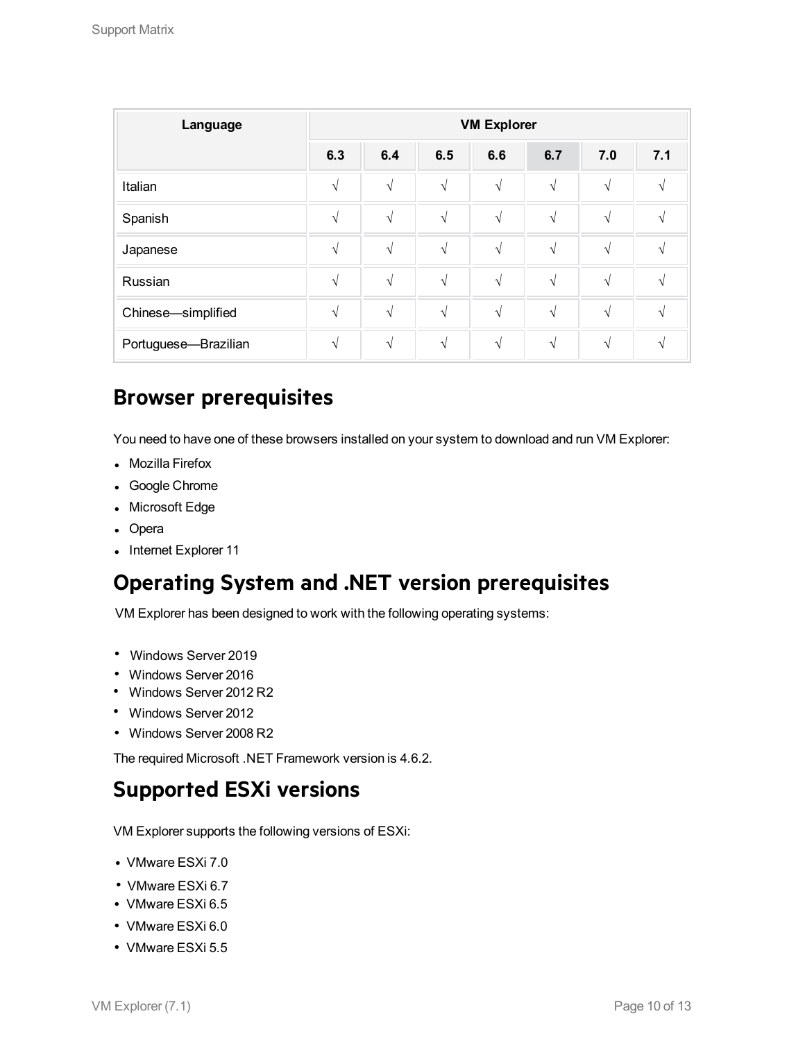| Language | VM Explorer | | | | | | |
| --- | --- | --- | --- | --- | --- | --- | --- |
| | 6.3 | 6.4 | 6.5 | 6.6 | 6.7 | 7.0 | 7.1 |
| Italian | √ | √ | √ | √ | √ | √ | √ |
| Spanish | √ | √ | √ | √ | √ | √ | √ |
| Japanese | √ | √ | √ | √ | √ | √ | √ |
| Russian | √ | √ | √ | √ | √ | √ | √ |
| Chinese—simplified | √ | √ | √ | √ | √ | √ | √ |
| Portuguese—Brazilian | √ | √ | √ | √ | √ | √ | √ |

## Browser prerequisites

You need to have one of these browsers installed on your system to download and run VM Explorer:

- Mozilla Firefox
- Google Chrome
- Microsoft Edge
- Opera
- Internet Explorer 11

## Operating System and .NET version prerequisites

VM Explorer has been designed to work with the following operating systems:

- Windows Server 2019
- Windows Server 2016
- Windows Server 2012 R2
- Windows Server 2012
- Windows Server 2008 R2

The required Microsoft .NET Framework version is 4.6.2.

## Supported ESXi versions

VM Explorer supports the following versions of ESXi:

- VMware ESXi 7.0
- VMware ESXi 6.7
- VMware ESXi 6.5
- VMware ESXi 6.0
- VMware ESXi 5.5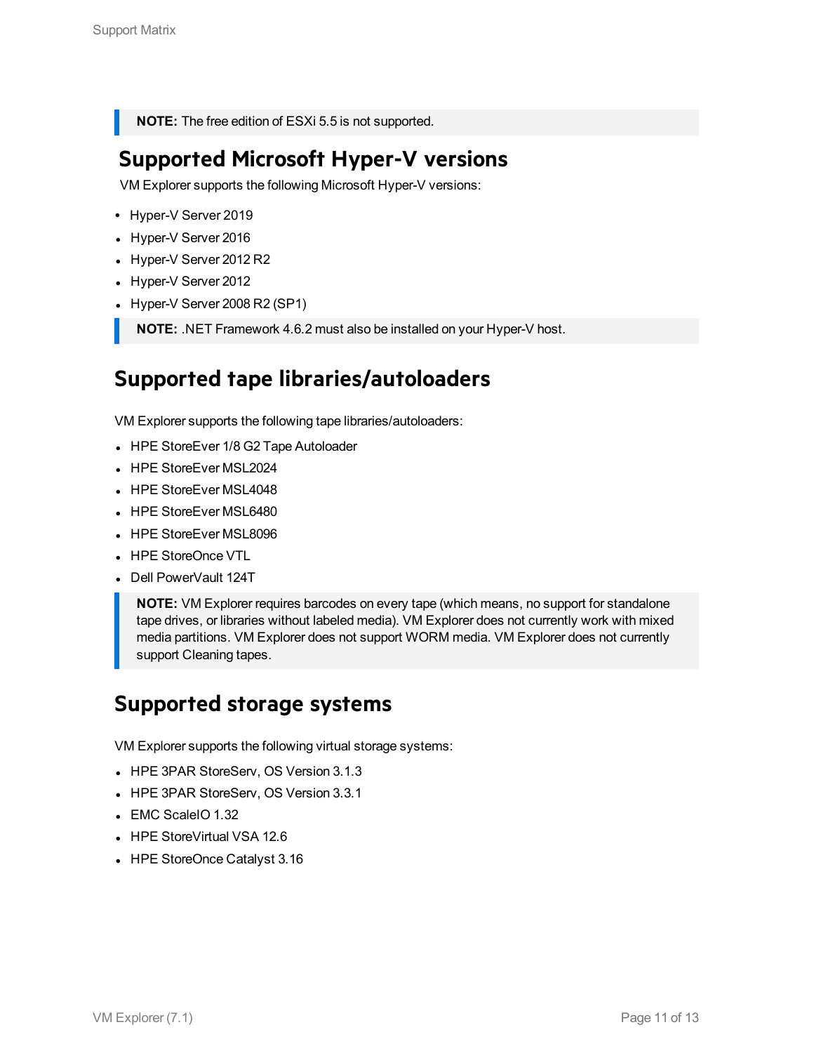> **NOTE:** The free edition of ESXi 5.5 is not supported.

## Supported Microsoft Hyper-V versions

VM Explorer supports the following Microsoft Hyper-V versions:

- Hyper-V Server 2019
- Hyper-V Server 2016
- Hyper-V Server 2012 R2
- Hyper-V Server 2012
- Hyper-V Server 2008 R2 (SP1)

> **NOTE:** .NET Framework 4.6.2 must also be installed on your Hyper-V host.

## Supported tape libraries/autoloaders

VM Explorer supports the following tape libraries/autoloaders:

- HPE StoreEver 1/8 G2 Tape Autoloader
- HPE StoreEver MSL2024
- HPE StoreEver MSL4048
- HPE StoreEver MSL6480
- HPE StoreEver MSL8096
- HPE StoreOnce VTL
- Dell PowerVault 124T

> **NOTE:** VM Explorer requires barcodes on every tape (which means, no support for standalone tape drives, or libraries without labeled media). VM Explorer does not currently work with mixed media partitions. VM Explorer does not support WORM media. VM Explorer does not currently support Cleaning tapes.

## Supported storage systems

VM Explorer supports the following virtual storage systems:

- HPE 3PAR StoreServ, OS Version 3.1.3
- HPE 3PAR StoreServ, OS Version 3.3.1
- EMC ScaleIO 1.32
- HPE StoreVirtual VSA 12.6
- HPE StoreOnce Catalyst 3.16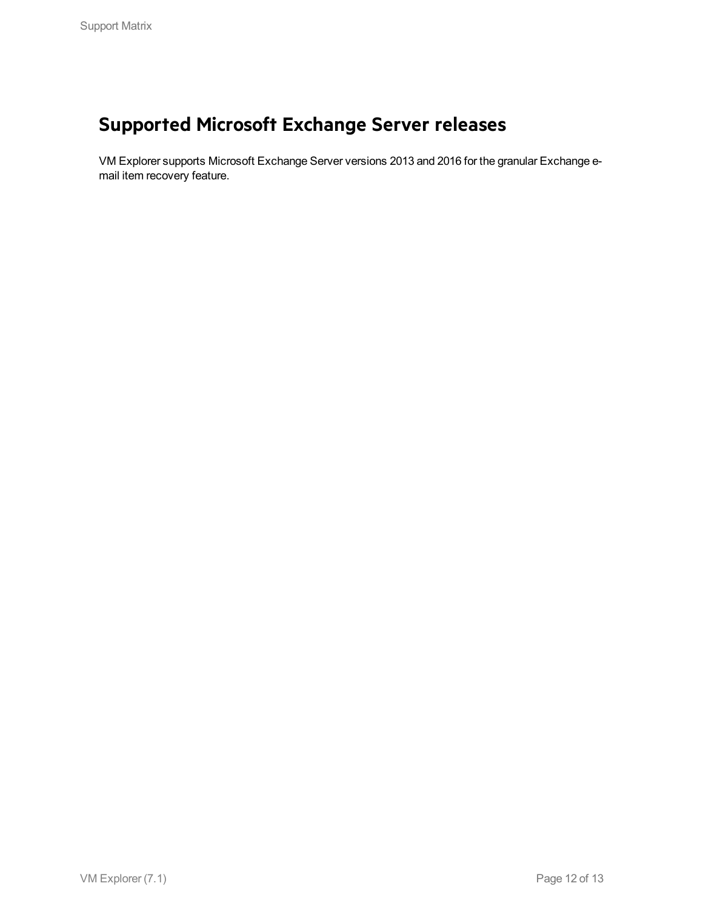# Supported Microsoft Exchange Server releases

VM Explorer supports Microsoft Exchange Server versions 2013 and 2016 for the granular Exchange e-mail item recovery feature.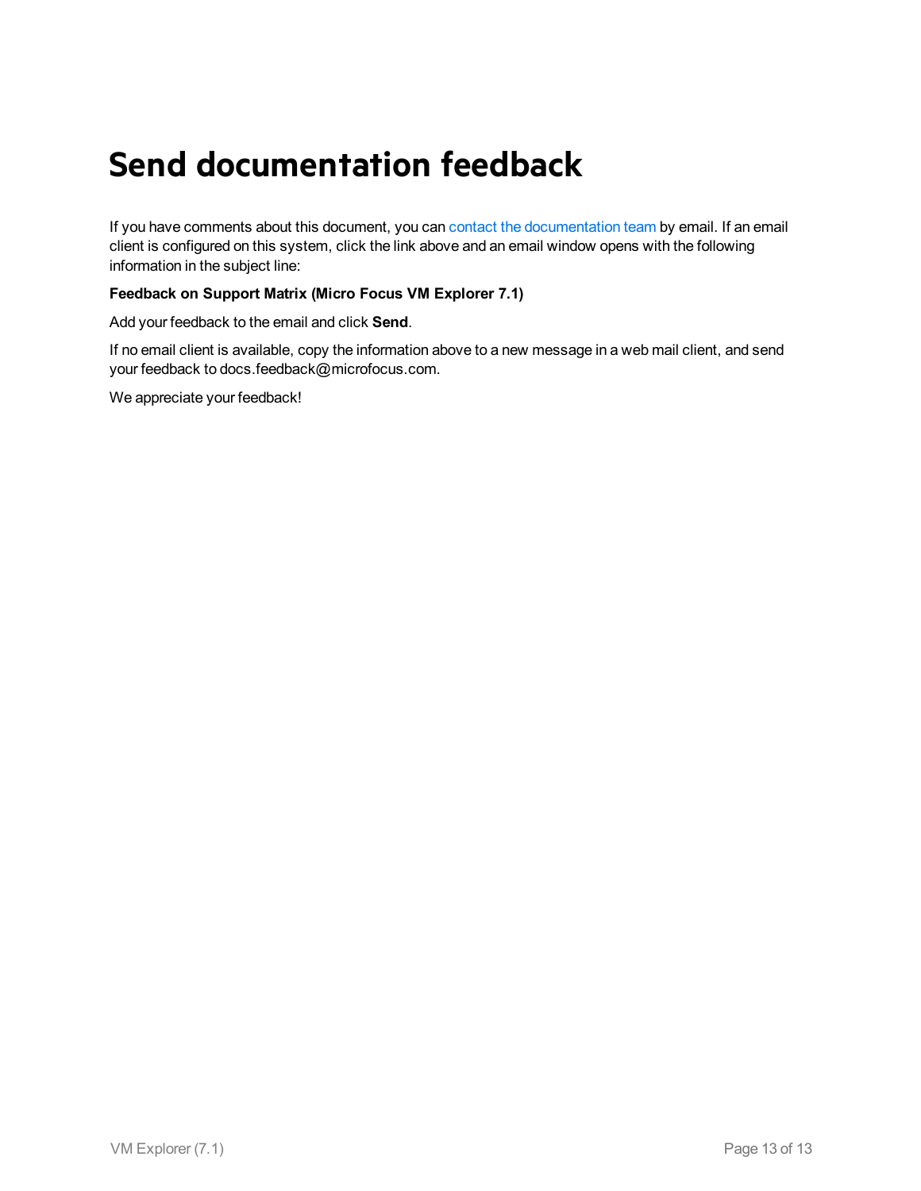# Send documentation feedback

If you have comments about this document, you can contact the documentation team by email. If an email client is configured on this system, click the link above and an email window opens with the following information in the subject line:

**Feedback on Support Matrix (Micro Focus VM Explorer 7.1)**

Add your feedback to the email and click **Send**.

If no email client is available, copy the information above to a new message in a web mail client, and send your feedback to docs.feedback@microfocus.com.

We appreciate your feedback!